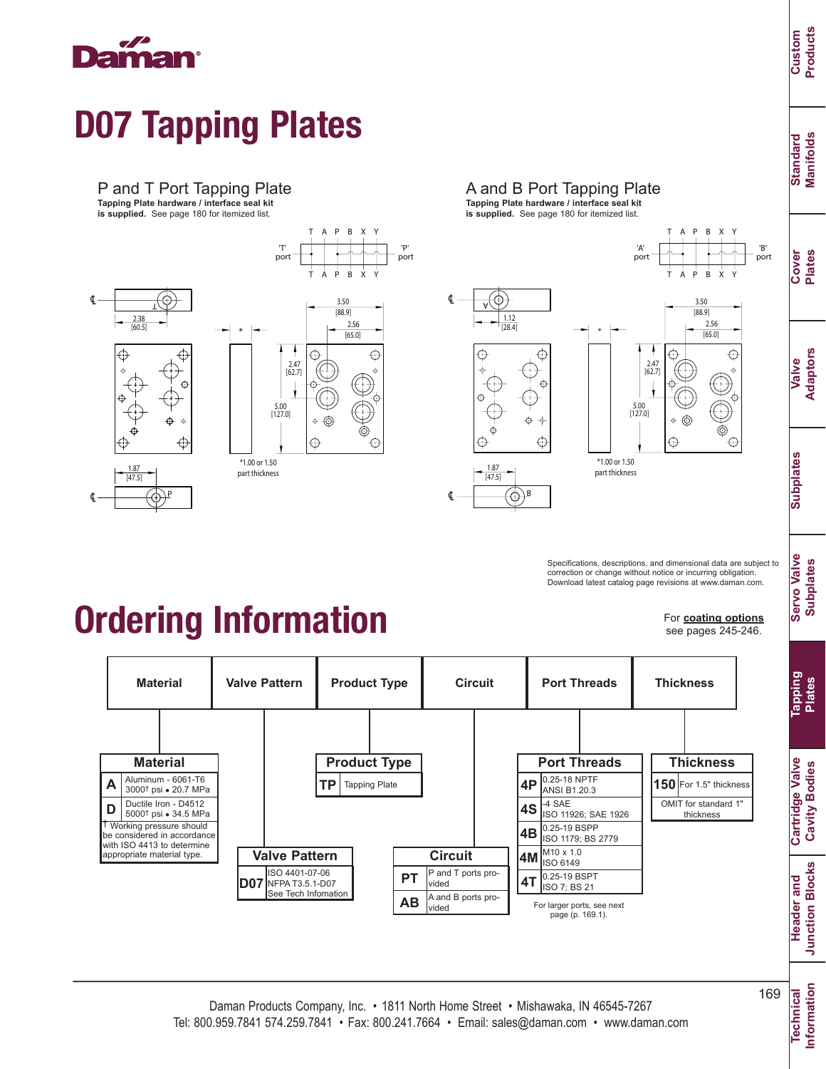# D07 Tapping Plates

## P and T Port Tapping Plate

**Tapping Plate hardware / interface seal kit is supplied.** See page 180 for itemized list.

T A P B X Y

'T' port

'P' port

T A P B X Y

2.38 [60.5]

1.87 [47.5]

3.50 [88.9]

2.56 [65.0]

2.47 [62.7]

5.00 [127.0]

*1.00 or 1.50 part thickness

## A and B Port Tapping Plate

**Tapping Plate hardware / interface seal kit is supplied.** See page 180 for itemized list.

T A P B X Y

'A' port

'B' port

T A P B X Y

1.12 [28.4]

1.87 [47.5]

3.50 [88.9]

2.56 [65.0]

2.47 [62.7]

5.00 [127.0]

*1.00 or 1.50 part thickness

Specifications, descriptions, and dimensional data are subject to correction or change without notice or incurring obligation. Download latest catalog page revisions at www.daman.com.

# Ordering Information

For **coating options** see pages 245-246.

| Material | Valve Pattern | Product Type | Circuit | Port Threads | Thickness |
|---|---|---|---|---|---|

**Material**

| Code | Description |
|---|---|
| A | Aluminum - 6061-T6<br>3000† psi • 20.7 MPa |
| D | Ductile Iron - D4512<br>5000† psi • 34.5 MPa |

† Working pressure should be considered in accordance with ISO 4413 to determine appropriate material type.

**Valve Pattern**

| Code | Description |
|---|---|
| D07 | ISO 4401-07-06<br>NFPA T3.5.1-D07<br>See Tech Infomation |

**Product Type**

| Code | Description |
|---|---|
| TP | Tapping Plate |

**Circuit**

| Code | Description |
|---|---|
| PT | P and T ports provided |
| AB | A and B ports provided |

**Port Threads**

| Code | Description |
|---|---|
| 4P | 0.25-18 NPTF<br>ANSI B1.20.3 |
| 4S | -4 SAE<br>ISO 11926; SAE 1926 |
| 4B | 0.25-19 BSPP<br>ISO 1179; BS 2779 |
| 4M | M10 x 1.0<br>ISO 6149 |
| 4T | 0.25-19 BSPT<br>ISO 7; BS 21 |

For larger ports, see next page (p. 169.1).

**Thickness**

| Code | Description |
|---|---|
| 150 | For 1.5" thickness |
| | OMIT for standard 1" thickness |

Daman Products Company, Inc. • 1811 North Home Street • Mishawaka, IN 46545-7267
Tel: 800.959.7841 574.259.7841 • Fax: 800.241.7664 • Email: sales@daman.com • www.daman.com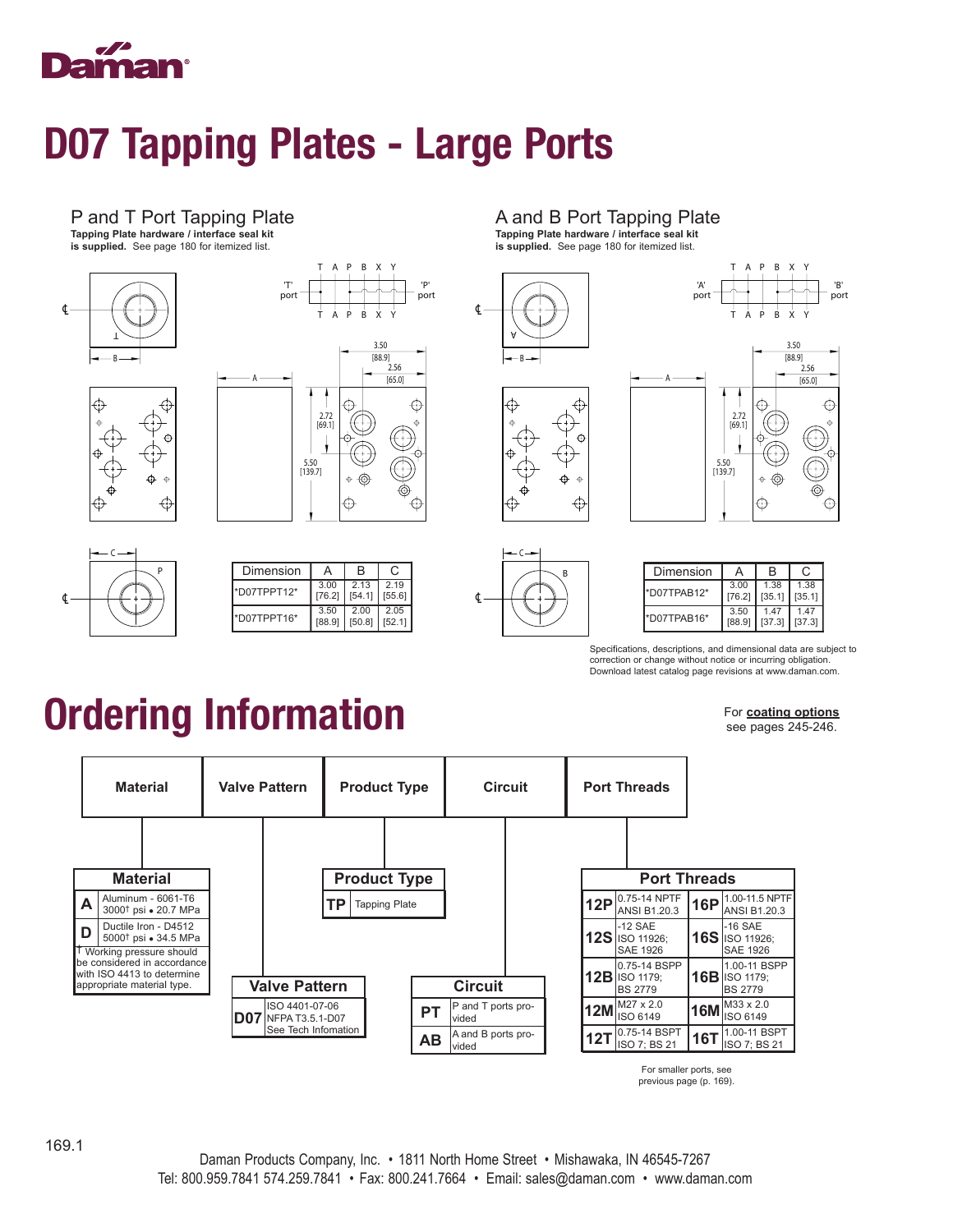# D07 Tapping Plates - Large Ports

## P and T Port Tapping Plate

**Tapping Plate hardware / interface seal kit is supplied.** See page 180 for itemized list.

| Dimension | A | B | C |
|---|---|---|---|
| *D07TPPT12* | 3.00 [76.2] | 2.13 [54.1] | 2.19 [55.6] |
| *D07TPPT16* | 3.50 [88.9] | 2.00 [50.8] | 2.05 [52.1] |

## A and B Port Tapping Plate

**Tapping Plate hardware / interface seal kit is supplied.** See page 180 for itemized list.

| Dimension | A | B | C |
|---|---|---|---|
| *D07TPAB12* | 3.00 [76.2] | 1.38 [35.1] | 1.38 [35.1] |
| *D07TPAB16* | 3.50 [88.9] | 1.47 [37.3] | 1.47 [37.3] |

Specifications, descriptions, and dimensional data are subject to correction or change without notice or incurring obligation. Download latest catalog page revisions at www.daman.com.

# Ordering Information

For **coating options** see pages 245-246.

| Material | Valve Pattern | Product Type | Circuit | Port Threads |
|---|---|---|---|---|

### Material

| Code | Description |
|---|---|
| A | Aluminum - 6061-T6 3000† psi • 20.7 MPa |
| D | Ductile Iron - D4512 5000† psi • 34.5 MPa |

† Working pressure should be considered in accordance with ISO 4413 to determine appropriate material type.

### Valve Pattern

| Code | Description |
|---|---|
| D07 | ISO 4401-07-06 NFPA T3.5.1-D07 See Tech Infomation |

### Product Type

| Code | Description |
|---|---|
| TP | Tapping Plate |

### Circuit

| Code | Description |
|---|---|
| PT | P and T ports provided |
| AB | A and B ports provided |

### Port Threads

| Code | Description | Code | Description |
|---|---|---|---|
| 12P | 0.75-14 NPTF ANSI B1.20.3 | 16P | 1.00-11.5 NPTF ANSI B1.20.3 |
| 12S | -12 SAE ISO 11926; SAE 1926 | 16S | -16 SAE ISO 11926; SAE 1926 |
| 12B | 0.75-14 BSPP ISO 1179; BS 2779 | 16B | 1.00-11 BSPP ISO 1179; BS 2779 |
| 12M | M27 x 2.0 ISO 6149 | 16M | M33 x 2.0 ISO 6149 |
| 12T | 0.75-14 BSPT ISO 7; BS 21 | 16T | 1.00-11 BSPT ISO 7; BS 21 |

For smaller ports, see previous page (p. 169).

Daman Products Company, Inc. • 1811 North Home Street • Mishawaka, IN 46545-7267
Tel: 800.959.7841 574.259.7841 • Fax: 800.241.7664 • Email: sales@daman.com • www.daman.com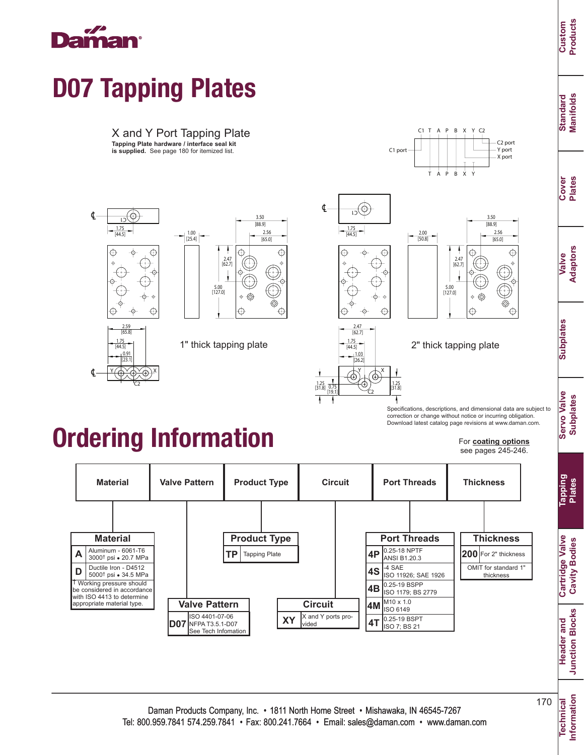# D07 Tapping Plates

## X and Y Port Tapping Plate

**Tapping Plate hardware / interface seal kit is supplied.** See page 180 for itemized list.

1" thick tapping plate

2" thick tapping plate

Specifications, descriptions, and dimensional data are subject to correction or change without notice or incurring obligation. Download latest catalog page revisions at www.daman.com.

# Ordering Information

For **coating options** see pages 245-246.

| Material | Valve Pattern | Product Type | Circuit | Port Threads | Thickness |
|---|---|---|---|---|---|

**Material**

| Code | Description |
|---|---|
| A | Aluminum - 6061-T6 3000† psi • 20.7 MPa |
| D | Ductile Iron - D4512 5000† psi • 34.5 MPa |

† Working pressure should be considered in accordance with ISO 4413 to determine appropriate material type.

**Valve Pattern**

| Code | Description |
|---|---|
| D07 | ISO 4401-07-06 NFPA T3.5.1-D07 See Tech Infomation |

**Product Type**

| Code | Description |
|---|---|
| TP | Tapping Plate |

**Circuit**

| Code | Description |
|---|---|
| XY | X and Y ports provided |

**Port Threads**

| Code | Description |
|---|---|
| 4P | 0.25-18 NPTF ANSI B1.20.3 |
| 4S | -4 SAE ISO 11926; SAE 1926 |
| 4B | 0.25-19 BSPP ISO 1179; BS 2779 |
| 4M | M10 x 1.0 ISO 6149 |
| 4T | 0.25-19 BSPT ISO 7; BS 21 |

**Thickness**

| Code | Description |
|---|---|
| 200 | For 2" thickness |
| | OMIT for standard 1" thickness |

Daman Products Company, Inc. • 1811 North Home Street • Mishawaka, IN 46545-7267
Tel: 800.959.7841 574.259.7841 • Fax: 800.241.7664 • Email: sales@daman.com • www.daman.com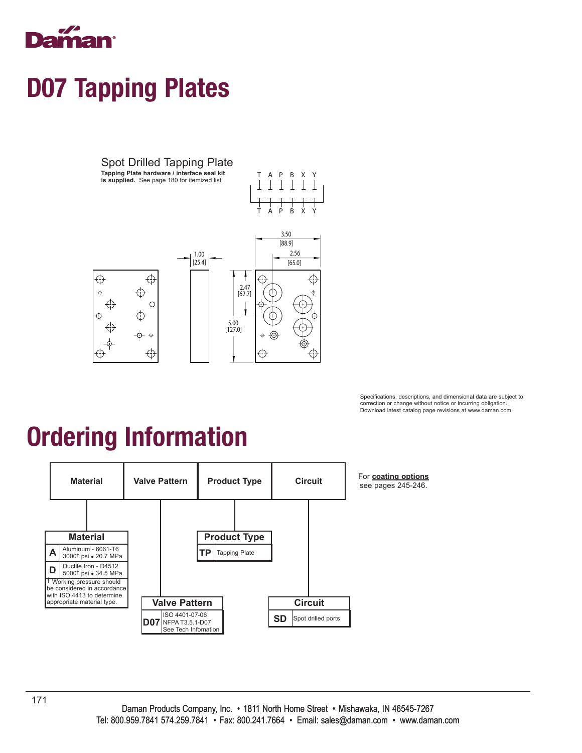# D07 Tapping Plates

## Spot Drilled Tapping Plate

**Tapping Plate hardware / interface seal kit is supplied.** See page 180 for itemized list.

T A P B X Y

T A P B X Y

1.00 [25.4]

3.50 [88.9]

2.56 [65.0]

2.47 [62.7]

5.00 [127.0]

Specifications, descriptions, and dimensional data are subject to correction or change without notice or incurring obligation. Download latest catalog page revisions at www.daman.com.

# Ordering Information

| Material | Valve Pattern | Product Type | Circuit |
|---|---|---|---|

For **coating options** see pages 245-246.

**Material**

| Code | Description |
|---|---|
| A | Aluminum - 6061-T6 3000† psi • 20.7 MPa |
| D | Ductile Iron - D4512 5000† psi • 34.5 MPa |

† Working pressure should be considered in accordance with ISO 4413 to determine appropriate material type.

**Valve Pattern**

| Code | Description |
|---|---|
| D07 | ISO 4401-07-06 NFPA T3.5.1-D07 See Tech Infomation |

**Product Type**

| Code | Description |
|---|---|
| TP | Tapping Plate |

**Circuit**

| Code | Description |
|---|---|
| SD | Spot drilled ports |

Daman Products Company, Inc. • 1811 North Home Street • Mishawaka, IN 46545-7267
Tel: 800.959.7841 574.259.7841 • Fax: 800.241.7664 • Email: sales@daman.com • www.daman.com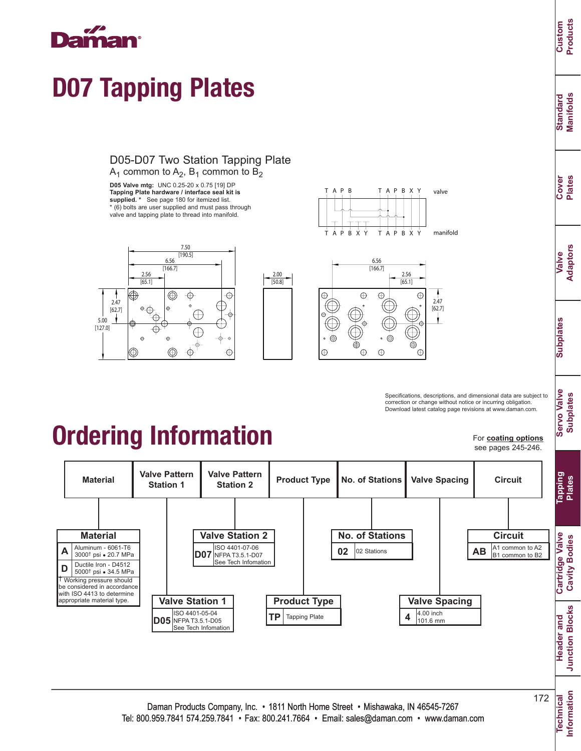# D07 Tapping Plates

## D05-D07 Two Station Tapping Plate

$A_1$ common to $A_2$, $B_1$ common to $B_2$

**D05 Valve mtg:** UNC 0.25-20 x 0.75 [19] DP
**Tapping Plate hardware / interface seal kit is supplied.** * See page 180 for itemized list.
* (6) bolts are user supplied and must pass through valve and tapping plate to thread into manifold.

T A P B T A P B X Y valve

T A P B X Y T A P B X Y manifold

7.50 [190.5]
6.56 [166.7]
2.56 [65.1]
2.47 [62.7]
5.00 [127.0]
2.00 [50.8]
6.56 [166.7]
2.56 [65.1]
2.47 [62.7]

Specifications, descriptions, and dimensional data are subject to correction or change without notice or incurring obligation.
Download latest catalog page revisions at www.daman.com.

# Ordering Information

For **coating options** see pages 245-246.

| Material | Valve Pattern Station 1 | Valve Pattern Station 2 | Product Type | No. of Stations | Valve Spacing | Circuit |
|---|---|---|---|---|---|---|

**Material**

| | |
|---|---|
| A | Aluminum - 6061-T6 3000† psi • 20.7 MPa |
| D | Ductile Iron - D4512 5000† psi • 34.5 MPa |

† Working pressure should be considered in accordance with ISO 4413 to determine appropriate material type.

**Valve Station 1**

| | |
|---|---|
| D05 | ISO 4401-05-04 NFPA T3.5.1-D05 See Tech Infomation |

**Valve Station 2**

| | |
|---|---|
| D07 | ISO 4401-07-06 NFPA T3.5.1-D07 See Tech Infomation |

**Product Type**

| | |
|---|---|
| TP | Tapping Plate |

**No. of Stations**

| | |
|---|---|
| 02 | 02 Stations |

**Valve Spacing**

| | |
|---|---|
| 4 | 4.00 inch 101.6 mm |

**Circuit**

| | |
|---|---|
| AB | A1 common to A2 B1 common to B2 |

Daman Products Company, Inc. • 1811 North Home Street • Mishawaka, IN 46545-7267
Tel: 800.959.7841 574.259.7841 • Fax: 800.241.7664 • Email: sales@daman.com • www.daman.com